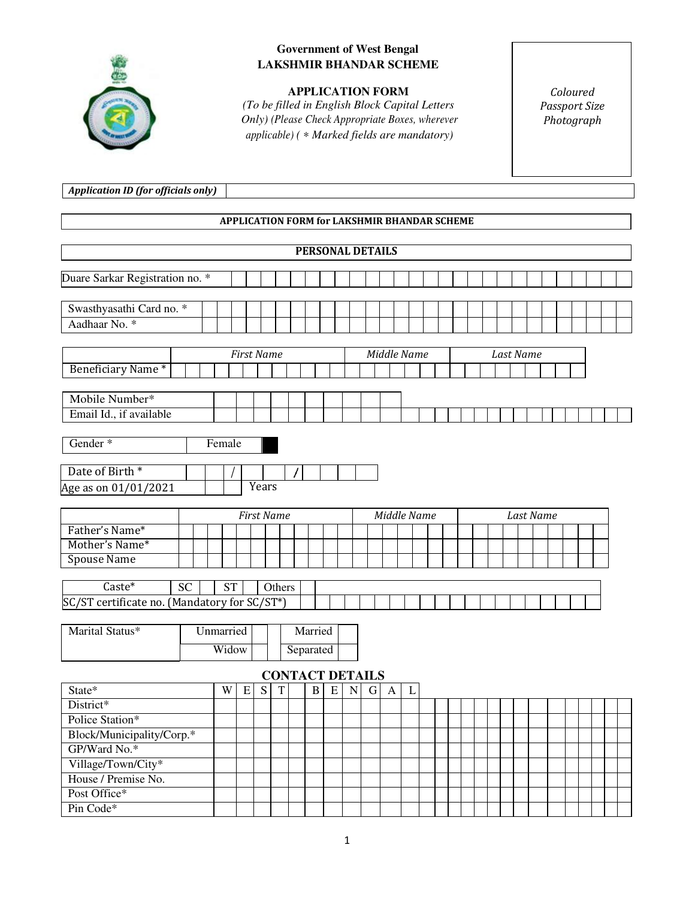**Government of West Bengal**
**LAKSHMIR BHANDAR SCHEME**

**APPLICATION FORM**

*(To be filled in English Block Capital Letters Only) (Please Check Appropriate Boxes, wherever applicable) ( * Marked fields are mandatory)*

*Coloured Passport Size Photograph*

| ***Application ID (for officials only)*** | |
|---|---|

## APPLICATION FORM for LAKSHMIR BHANDAR SCHEME

## PERSONAL DETAILS

| Field | |
|---|---|
| Duare Sarkar Registration no. * | |
| Swasthyasathi Card no. * | |
| Aadhaar No. * | |

| | *First Name* | *Middle Name* | *Last Name* |
|---|---|---|---|
| Beneficiary Name * | | | |

| Field | |
|---|---|
| Mobile Number* | |
| Email Id., if available | |

| Gender * | Female | ■ |
|---|---|---|

| Field | |
|---|---|
| Date of Birth * | / / |
| Age as on 01/01/2021 | Years |

| | *First Name* | *Middle Name* | *Last Name* |
|---|---|---|---|
| Father's Name* | | | |
| Mother's Name* | | | |
| Spouse Name | | | |

| Caste* | SC | | ST | | Others | | |
|---|---|---|---|---|---|---|---|
| SC/ST certificate no. (Mandatory for SC/ST*) | | | | | | | |

| Marital Status* | Unmarried | | Married | |
|---|---|---|---|---|
| | Widow | | Separated | |

## CONTACT DETAILS

| Field | |
|---|---|
| State* | WEST BENGAL |
| District* | |
| Police Station* | |
| Block/Municipality/Corp.* | |
| GP/Ward No.* | |
| Village/Town/City* | |
| House / Premise No. | |
| Post Office* | |
| Pin Code* | |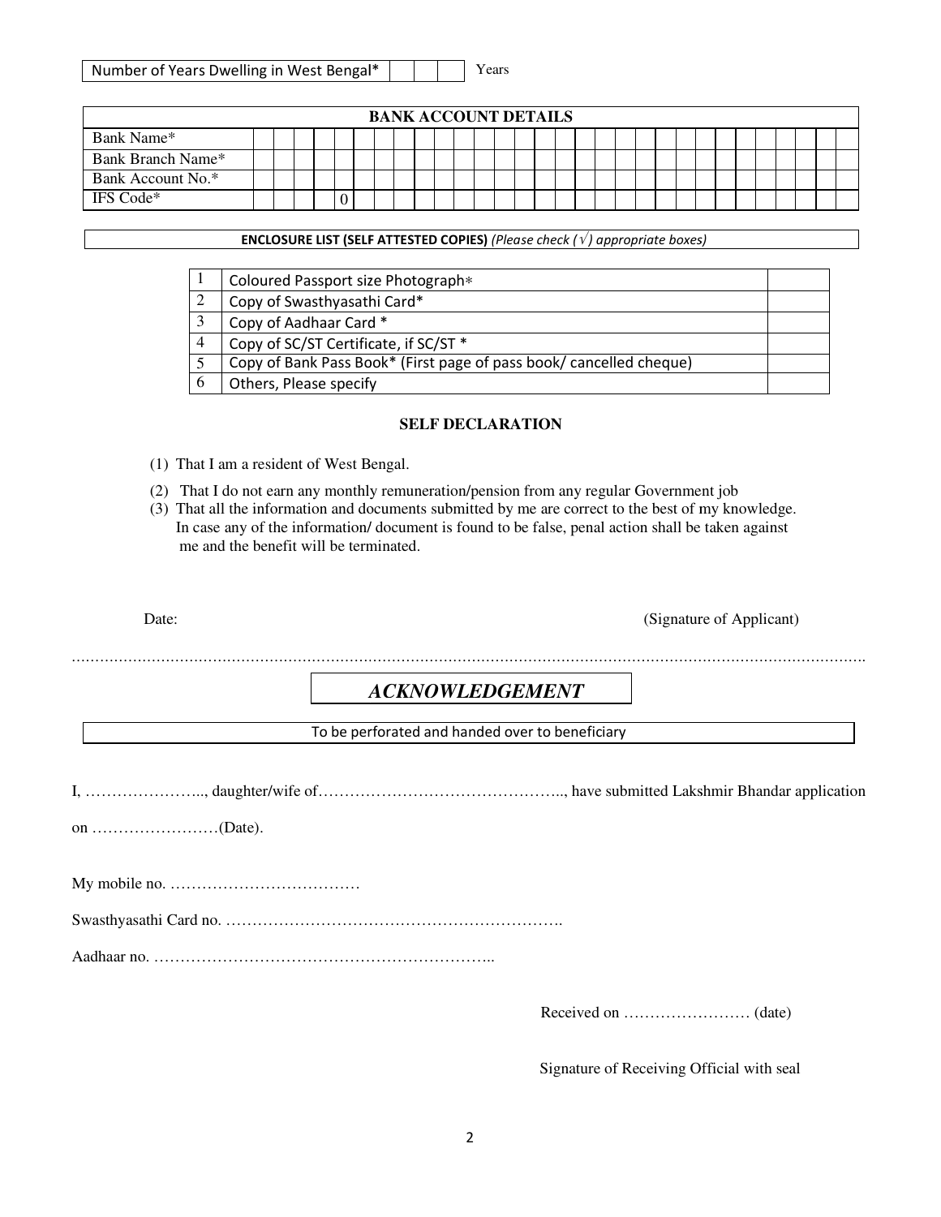| Number of Years Dwelling in West Bengal* | | | | Years |
|---|---|---|---|---|

**BANK ACCOUNT DETAILS**

| | |
|---|---|
| Bank Name* | |
| Bank Branch Name* | |
| Bank Account No.* | |
| IFS Code* | 0 |

**ENCLOSURE LIST (SELF ATTESTED COPIES)** *(Please check (√) appropriate boxes)*

| | | |
|---|---|---|
| 1 | Coloured Passport size Photograph* | |
| 2 | Copy of Swasthyasathi Card* | |
| 3 | Copy of Aadhaar Card * | |
| 4 | Copy of SC/ST Certificate, if SC/ST * | |
| 5 | Copy of Bank Pass Book* (First page of pass book/ cancelled cheque) | |
| 6 | Others, Please specify | |

## SELF DECLARATION

(1) That I am a resident of West Bengal.

(2) That I do not earn any monthly remuneration/pension from any regular Government job

(3) That all the information and documents submitted by me are correct to the best of my knowledge. In case any of the information/ document is found to be false, penal action shall be taken against me and the benefit will be terminated.

Date: (Signature of Applicant)

………………………………………………………………………………………………………………………………………….

## *ACKNOWLEDGEMENT*

To be perforated and handed over to beneficiary

I, ………………….., daughter/wife of……………………………………….., have submitted Lakshmir Bhandar application on ……………………(Date).

My mobile no. ………………………………

Swasthyasathi Card no. ……………………………………………………….

Aadhaar no. ………………………………………………………..

Received on …………………… (date)

Signature of Receiving Official with seal